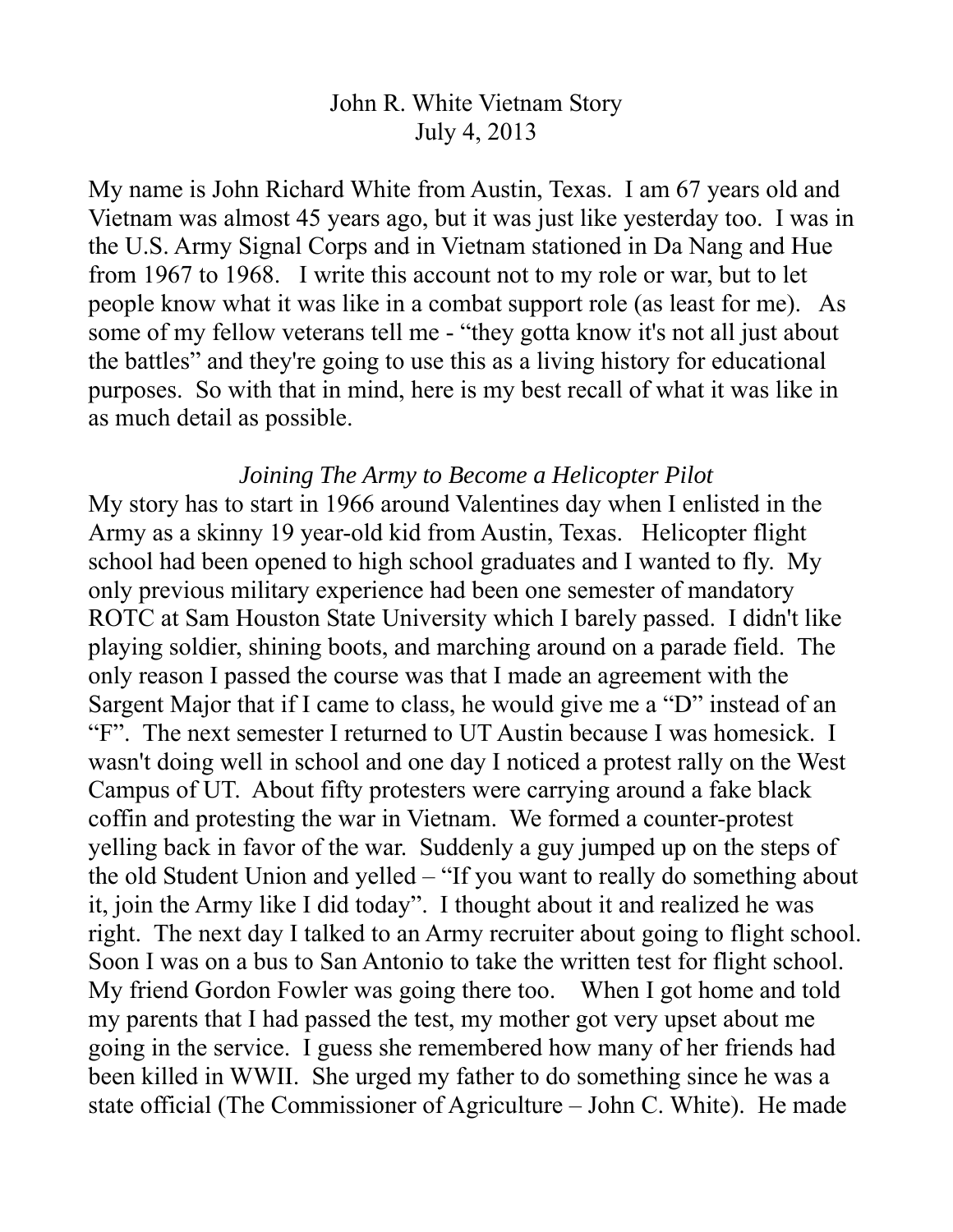# John R. White Vietnam Story
July 4, 2013

My name is John Richard White from Austin, Texas. I am 67 years old and Vietnam was almost 45 years ago, but it was just like yesterday too. I was in the U.S. Army Signal Corps and in Vietnam stationed in Da Nang and Hue from 1967 to 1968. I write this account not to my role or war, but to let people know what it was like in a combat support role (as least for me). As some of my fellow veterans tell me - "they gotta know it's not all just about the battles" and they're going to use this as a living history for educational purposes. So with that in mind, here is my best recall of what it was like in as much detail as possible.

## *Joining The Army to Become a Helicopter Pilot*

My story has to start in 1966 around Valentines day when I enlisted in the Army as a skinny 19 year-old kid from Austin, Texas. Helicopter flight school had been opened to high school graduates and I wanted to fly. My only previous military experience had been one semester of mandatory ROTC at Sam Houston State University which I barely passed. I didn't like playing soldier, shining boots, and marching around on a parade field. The only reason I passed the course was that I made an agreement with the Sargent Major that if I came to class, he would give me a "D" instead of an "F". The next semester I returned to UT Austin because I was homesick. I wasn't doing well in school and one day I noticed a protest rally on the West Campus of UT. About fifty protesters were carrying around a fake black coffin and protesting the war in Vietnam. We formed a counter-protest yelling back in favor of the war. Suddenly a guy jumped up on the steps of the old Student Union and yelled – "If you want to really do something about it, join the Army like I did today". I thought about it and realized he was right. The next day I talked to an Army recruiter about going to flight school. Soon I was on a bus to San Antonio to take the written test for flight school. My friend Gordon Fowler was going there too. When I got home and told my parents that I had passed the test, my mother got very upset about me going in the service. I guess she remembered how many of her friends had been killed in WWII. She urged my father to do something since he was a state official (The Commissioner of Agriculture – John C. White). He made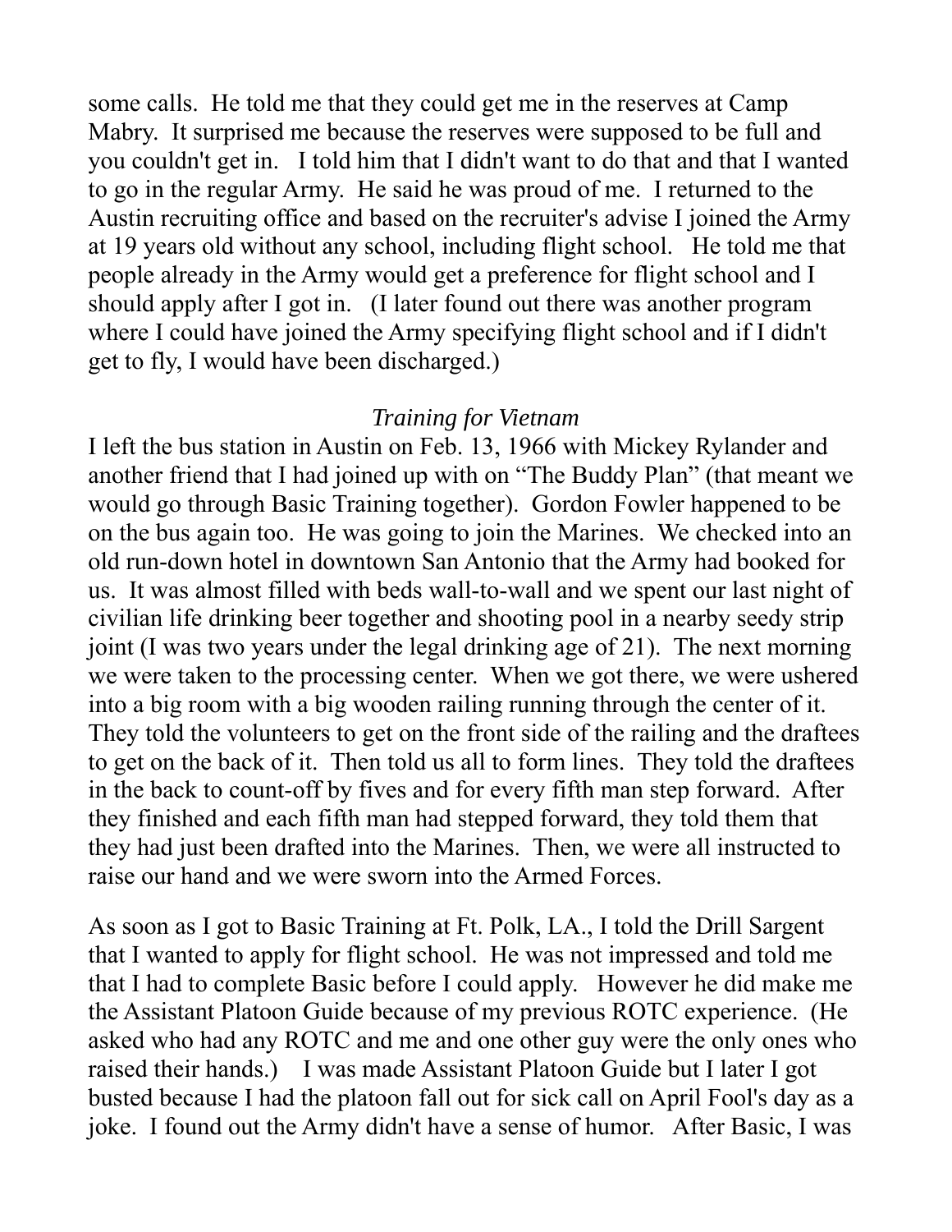some calls. He told me that they could get me in the reserves at Camp Mabry. It surprised me because the reserves were supposed to be full and you couldn't get in. I told him that I didn't want to do that and that I wanted to go in the regular Army. He said he was proud of me. I returned to the Austin recruiting office and based on the recruiter's advise I joined the Army at 19 years old without any school, including flight school. He told me that people already in the Army would get a preference for flight school and I should apply after I got in. (I later found out there was another program where I could have joined the Army specifying flight school and if I didn't get to fly, I would have been discharged.)

### *Training for Vietnam*

I left the bus station in Austin on Feb. 13, 1966 with Mickey Rylander and another friend that I had joined up with on "The Buddy Plan" (that meant we would go through Basic Training together). Gordon Fowler happened to be on the bus again too. He was going to join the Marines. We checked into an old run-down hotel in downtown San Antonio that the Army had booked for us. It was almost filled with beds wall-to-wall and we spent our last night of civilian life drinking beer together and shooting pool in a nearby seedy strip joint (I was two years under the legal drinking age of 21). The next morning we were taken to the processing center. When we got there, we were ushered into a big room with a big wooden railing running through the center of it. They told the volunteers to get on the front side of the railing and the draftees to get on the back of it. Then told us all to form lines. They told the draftees in the back to count-off by fives and for every fifth man step forward. After they finished and each fifth man had stepped forward, they told them that they had just been drafted into the Marines. Then, we were all instructed to raise our hand and we were sworn into the Armed Forces.

As soon as I got to Basic Training at Ft. Polk, LA., I told the Drill Sargent that I wanted to apply for flight school. He was not impressed and told me that I had to complete Basic before I could apply. However he did make me the Assistant Platoon Guide because of my previous ROTC experience. (He asked who had any ROTC and me and one other guy were the only ones who raised their hands.) I was made Assistant Platoon Guide but I later I got busted because I had the platoon fall out for sick call on April Fool's day as a joke. I found out the Army didn't have a sense of humor. After Basic, I was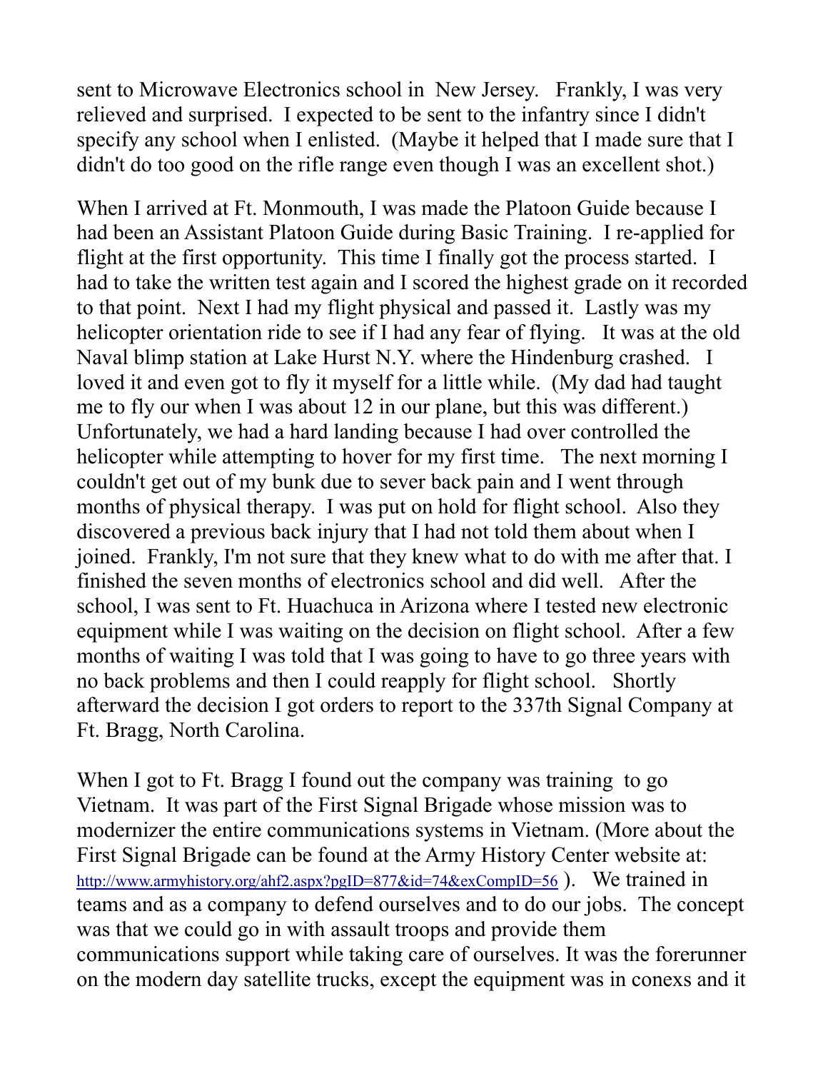sent to Microwave Electronics school in New Jersey. Frankly, I was very relieved and surprised. I expected to be sent to the infantry since I didn't specify any school when I enlisted. (Maybe it helped that I made sure that I didn't do too good on the rifle range even though I was an excellent shot.)

When I arrived at Ft. Monmouth, I was made the Platoon Guide because I had been an Assistant Platoon Guide during Basic Training. I re-applied for flight at the first opportunity. This time I finally got the process started. I had to take the written test again and I scored the highest grade on it recorded to that point. Next I had my flight physical and passed it. Lastly was my helicopter orientation ride to see if I had any fear of flying. It was at the old Naval blimp station at Lake Hurst N.Y. where the Hindenburg crashed. I loved it and even got to fly it myself for a little while. (My dad had taught me to fly our when I was about 12 in our plane, but this was different.) Unfortunately, we had a hard landing because I had over controlled the helicopter while attempting to hover for my first time. The next morning I couldn't get out of my bunk due to sever back pain and I went through months of physical therapy. I was put on hold for flight school. Also they discovered a previous back injury that I had not told them about when I joined. Frankly, I'm not sure that they knew what to do with me after that. I finished the seven months of electronics school and did well. After the school, I was sent to Ft. Huachuca in Arizona where I tested new electronic equipment while I was waiting on the decision on flight school. After a few months of waiting I was told that I was going to have to go three years with no back problems and then I could reapply for flight school. Shortly afterward the decision I got orders to report to the 337th Signal Company at Ft. Bragg, North Carolina.

When I got to Ft. Bragg I found out the company was training to go Vietnam. It was part of the First Signal Brigade whose mission was to modernizer the entire communications systems in Vietnam. (More about the First Signal Brigade can be found at the Army History Center website at: http://www.armyhistory.org/ahf2.aspx?pgID=877&id=74&exCompID=56 ). We trained in teams and as a company to defend ourselves and to do our jobs. The concept was that we could go in with assault troops and provide them communications support while taking care of ourselves. It was the forerunner on the modern day satellite trucks, except the equipment was in conexs and it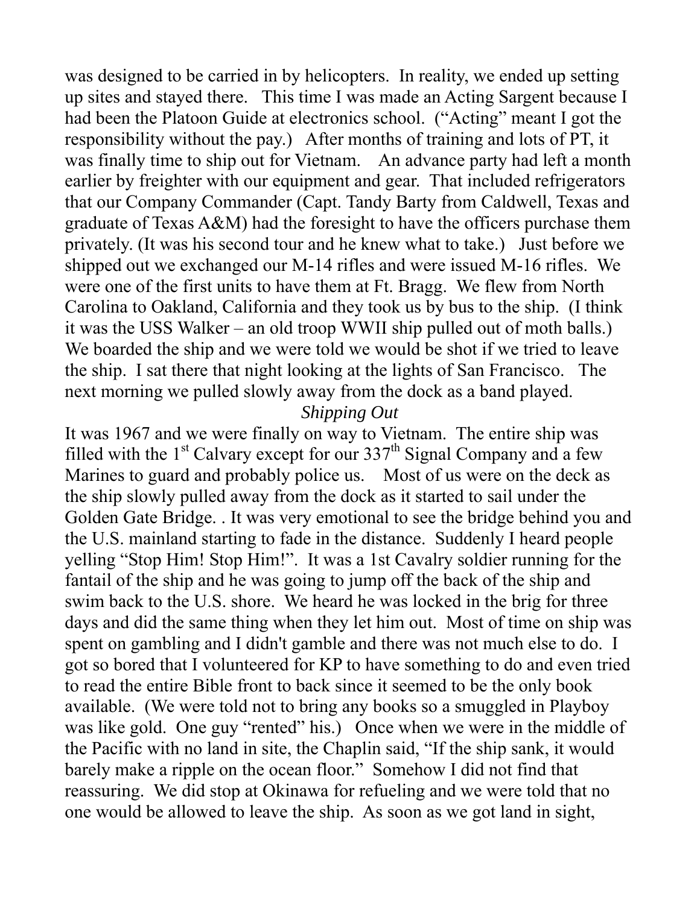was designed to be carried in by helicopters. In reality, we ended up setting up sites and stayed there. This time I was made an Acting Sargent because I had been the Platoon Guide at electronics school. ("Acting" meant I got the responsibility without the pay.) After months of training and lots of PT, it was finally time to ship out for Vietnam. An advance party had left a month earlier by freighter with our equipment and gear. That included refrigerators that our Company Commander (Capt. Tandy Barty from Caldwell, Texas and graduate of Texas A&M) had the foresight to have the officers purchase them privately. (It was his second tour and he knew what to take.) Just before we shipped out we exchanged our M-14 rifles and were issued M-16 rifles. We were one of the first units to have them at Ft. Bragg. We flew from North Carolina to Oakland, California and they took us by bus to the ship. (I think it was the USS Walker – an old troop WWII ship pulled out of moth balls.) We boarded the ship and we were told we would be shot if we tried to leave the ship. I sat there that night looking at the lights of San Francisco. The next morning we pulled slowly away from the dock as a band played.

*Shipping Out*

It was 1967 and we were finally on way to Vietnam. The entire ship was filled with the 1st Calvary except for our 337th Signal Company and a few Marines to guard and probably police us. Most of us were on the deck as the ship slowly pulled away from the dock as it started to sail under the Golden Gate Bridge. . It was very emotional to see the bridge behind you and the U.S. mainland starting to fade in the distance. Suddenly I heard people yelling "Stop Him! Stop Him!". It was a 1st Cavalry soldier running for the fantail of the ship and he was going to jump off the back of the ship and swim back to the U.S. shore. We heard he was locked in the brig for three days and did the same thing when they let him out. Most of time on ship was spent on gambling and I didn't gamble and there was not much else to do. I got so bored that I volunteered for KP to have something to do and even tried to read the entire Bible front to back since it seemed to be the only book available. (We were told not to bring any books so a smuggled in Playboy was like gold. One guy "rented" his.) Once when we were in the middle of the Pacific with no land in site, the Chaplin said, "If the ship sank, it would barely make a ripple on the ocean floor." Somehow I did not find that reassuring. We did stop at Okinawa for refueling and we were told that no one would be allowed to leave the ship. As soon as we got land in sight,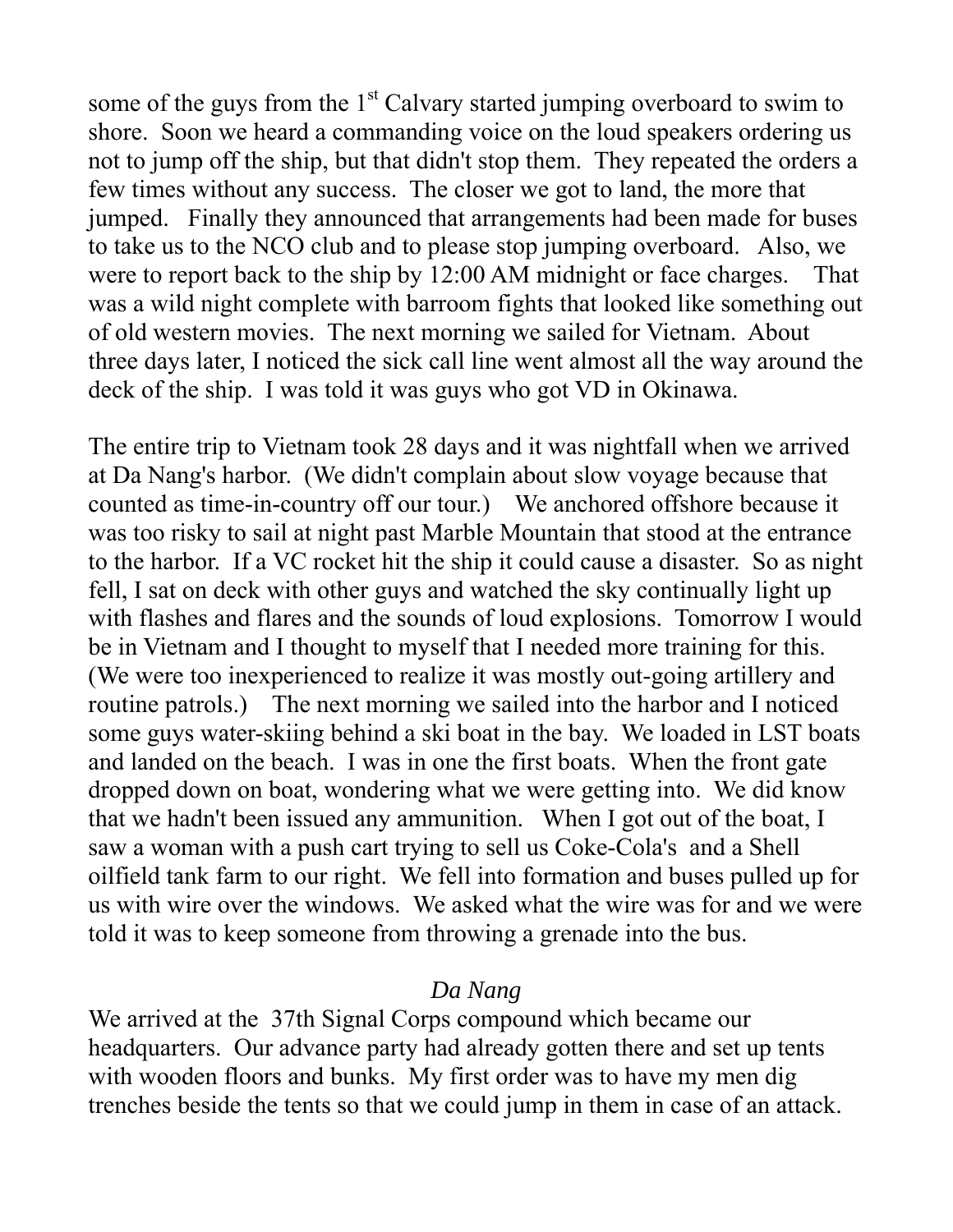some of the guys from the 1st Calvary started jumping overboard to swim to shore. Soon we heard a commanding voice on the loud speakers ordering us not to jump off the ship, but that didn't stop them. They repeated the orders a few times without any success. The closer we got to land, the more that jumped. Finally they announced that arrangements had been made for buses to take us to the NCO club and to please stop jumping overboard. Also, we were to report back to the ship by 12:00 AM midnight or face charges. That was a wild night complete with barroom fights that looked like something out of old western movies. The next morning we sailed for Vietnam. About three days later, I noticed the sick call line went almost all the way around the deck of the ship. I was told it was guys who got VD in Okinawa.

The entire trip to Vietnam took 28 days and it was nightfall when we arrived at Da Nang's harbor. (We didn't complain about slow voyage because that counted as time-in-country off our tour.) We anchored offshore because it was too risky to sail at night past Marble Mountain that stood at the entrance to the harbor. If a VC rocket hit the ship it could cause a disaster. So as night fell, I sat on deck with other guys and watched the sky continually light up with flashes and flares and the sounds of loud explosions. Tomorrow I would be in Vietnam and I thought to myself that I needed more training for this. (We were too inexperienced to realize it was mostly out-going artillery and routine patrols.) The next morning we sailed into the harbor and I noticed some guys water-skiing behind a ski boat in the bay. We loaded in LST boats and landed on the beach. I was in one the first boats. When the front gate dropped down on boat, wondering what we were getting into. We did know that we hadn't been issued any ammunition. When I got out of the boat, I saw a woman with a push cart trying to sell us Coke-Cola's and a Shell oilfield tank farm to our right. We fell into formation and buses pulled up for us with wire over the windows. We asked what the wire was for and we were told it was to keep someone from throwing a grenade into the bus.

*Da Nang*

We arrived at the 37th Signal Corps compound which became our headquarters. Our advance party had already gotten there and set up tents with wooden floors and bunks. My first order was to have my men dig trenches beside the tents so that we could jump in them in case of an attack.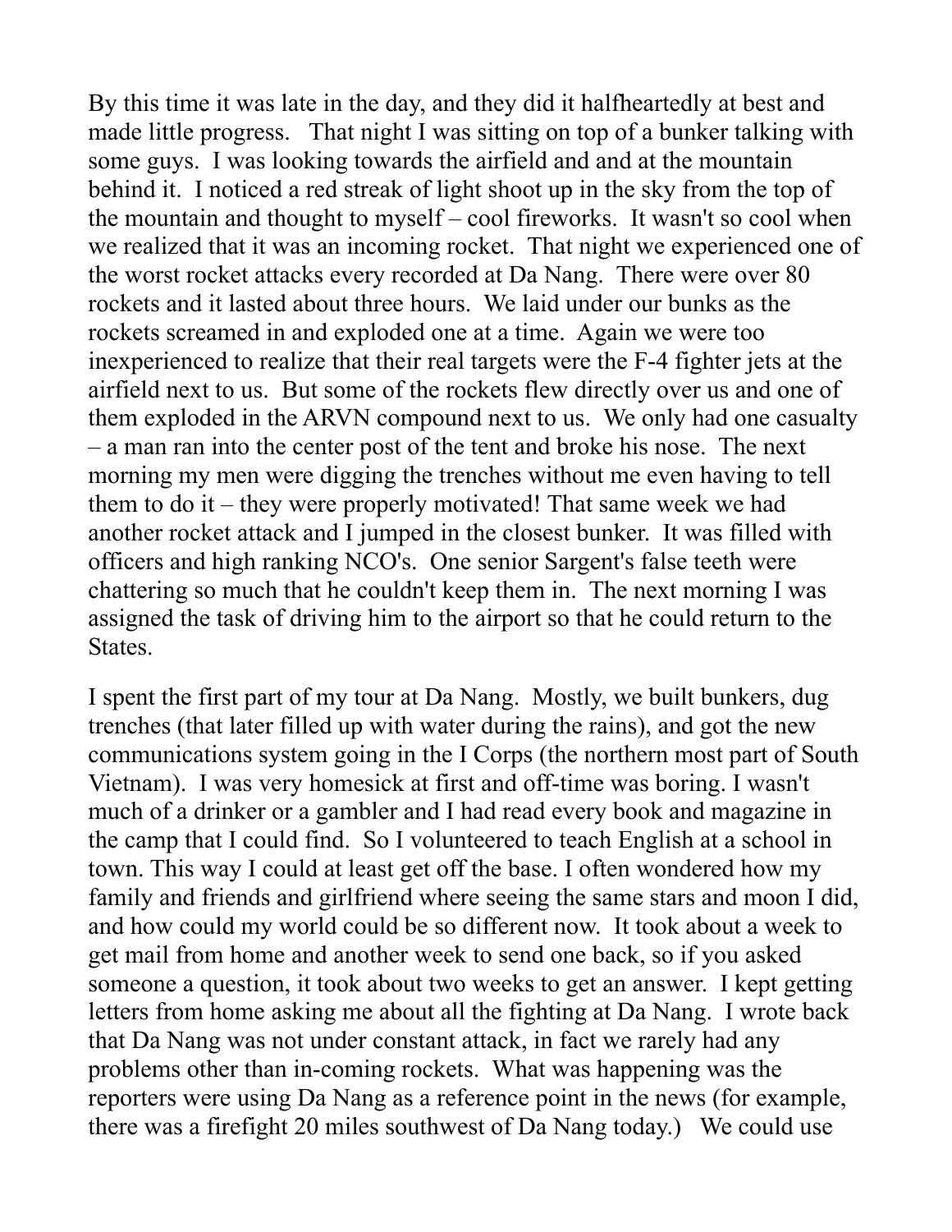By this time it was late in the day, and they did it halfheartedly at best and made little progress. That night I was sitting on top of a bunker talking with some guys. I was looking towards the airfield and and at the mountain behind it. I noticed a red streak of light shoot up in the sky from the top of the mountain and thought to myself – cool fireworks. It wasn't so cool when we realized that it was an incoming rocket. That night we experienced one of the worst rocket attacks every recorded at Da Nang. There were over 80 rockets and it lasted about three hours. We laid under our bunks as the rockets screamed in and exploded one at a time. Again we were too inexperienced to realize that their real targets were the F-4 fighter jets at the airfield next to us. But some of the rockets flew directly over us and one of them exploded in the ARVN compound next to us. We only had one casualty – a man ran into the center post of the tent and broke his nose. The next morning my men were digging the trenches without me even having to tell them to do it – they were properly motivated! That same week we had another rocket attack and I jumped in the closest bunker. It was filled with officers and high ranking NCO's. One senior Sargent's false teeth were chattering so much that he couldn't keep them in. The next morning I was assigned the task of driving him to the airport so that he could return to the States.

I spent the first part of my tour at Da Nang. Mostly, we built bunkers, dug trenches (that later filled up with water during the rains), and got the new communications system going in the I Corps (the northern most part of South Vietnam). I was very homesick at first and off-time was boring. I wasn't much of a drinker or a gambler and I had read every book and magazine in the camp that I could find. So I volunteered to teach English at a school in town. This way I could at least get off the base. I often wondered how my family and friends and girlfriend where seeing the same stars and moon I did, and how could my world could be so different now. It took about a week to get mail from home and another week to send one back, so if you asked someone a question, it took about two weeks to get an answer. I kept getting letters from home asking me about all the fighting at Da Nang. I wrote back that Da Nang was not under constant attack, in fact we rarely had any problems other than in-coming rockets. What was happening was the reporters were using Da Nang as a reference point in the news (for example, there was a firefight 20 miles southwest of Da Nang today.) We could use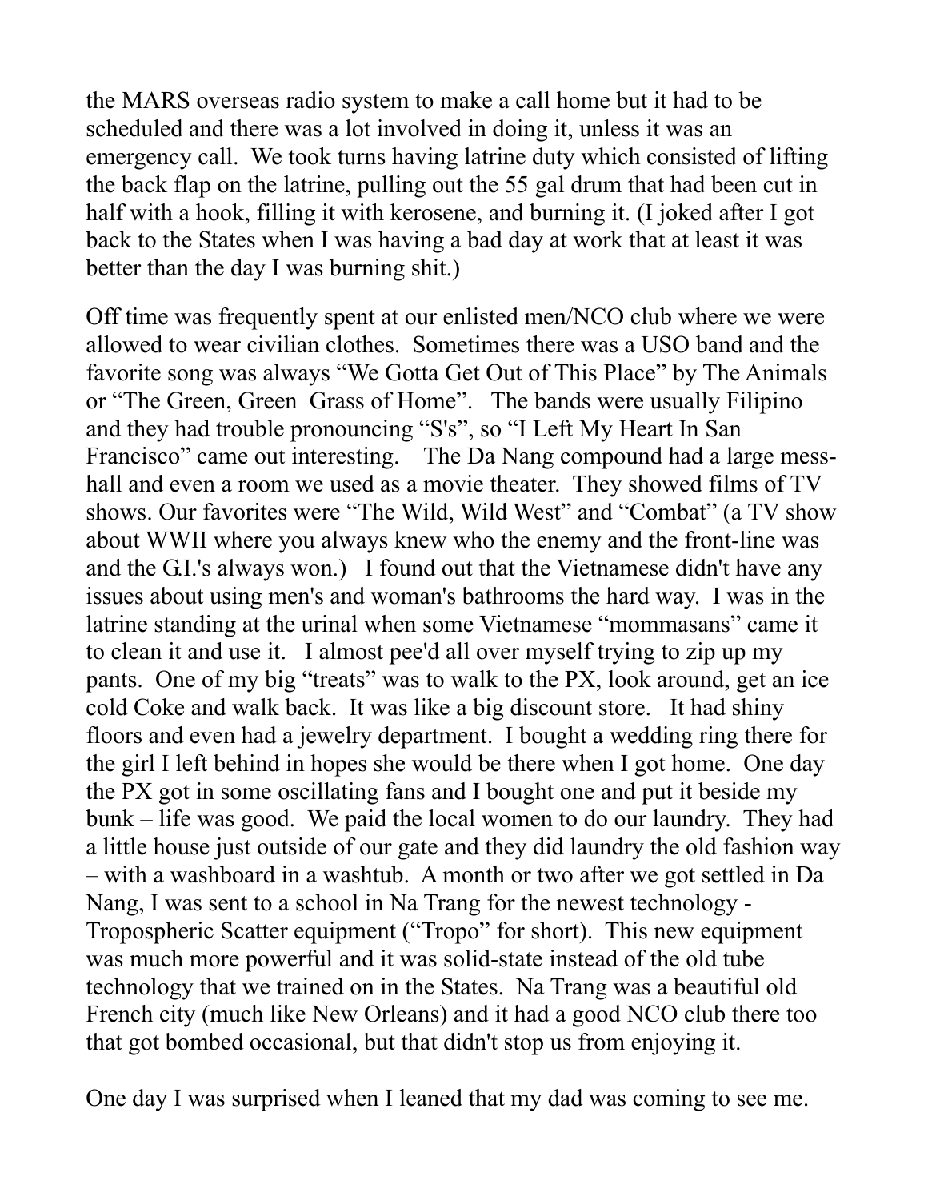the MARS overseas radio system to make a call home but it had to be scheduled and there was a lot involved in doing it, unless it was an emergency call. We took turns having latrine duty which consisted of lifting the back flap on the latrine, pulling out the 55 gal drum that had been cut in half with a hook, filling it with kerosene, and burning it. (I joked after I got back to the States when I was having a bad day at work that at least it was better than the day I was burning shit.)

Off time was frequently spent at our enlisted men/NCO club where we were allowed to wear civilian clothes. Sometimes there was a USO band and the favorite song was always "We Gotta Get Out of This Place" by The Animals or "The Green, Green Grass of Home". The bands were usually Filipino and they had trouble pronouncing "S's", so "I Left My Heart In San Francisco" came out interesting. The Da Nang compound had a large mess-hall and even a room we used as a movie theater. They showed films of TV shows. Our favorites were "The Wild, Wild West" and "Combat" (a TV show about WWII where you always knew who the enemy and the front-line was and the G.I.'s always won.) I found out that the Vietnamese didn't have any issues about using men's and woman's bathrooms the hard way. I was in the latrine standing at the urinal when some Vietnamese "mommasans" came it to clean it and use it. I almost pee'd all over myself trying to zip up my pants. One of my big "treats" was to walk to the PX, look around, get an ice cold Coke and walk back. It was like a big discount store. It had shiny floors and even had a jewelry department. I bought a wedding ring there for the girl I left behind in hopes she would be there when I got home. One day the PX got in some oscillating fans and I bought one and put it beside my bunk – life was good. We paid the local women to do our laundry. They had a little house just outside of our gate and they did laundry the old fashion way – with a washboard in a washtub. A month or two after we got settled in Da Nang, I was sent to a school in Na Trang for the newest technology - Tropospheric Scatter equipment ("Tropo" for short). This new equipment was much more powerful and it was solid-state instead of the old tube technology that we trained on in the States. Na Trang was a beautiful old French city (much like New Orleans) and it had a good NCO club there too that got bombed occasional, but that didn't stop us from enjoying it.

One day I was surprised when I leaned that my dad was coming to see me.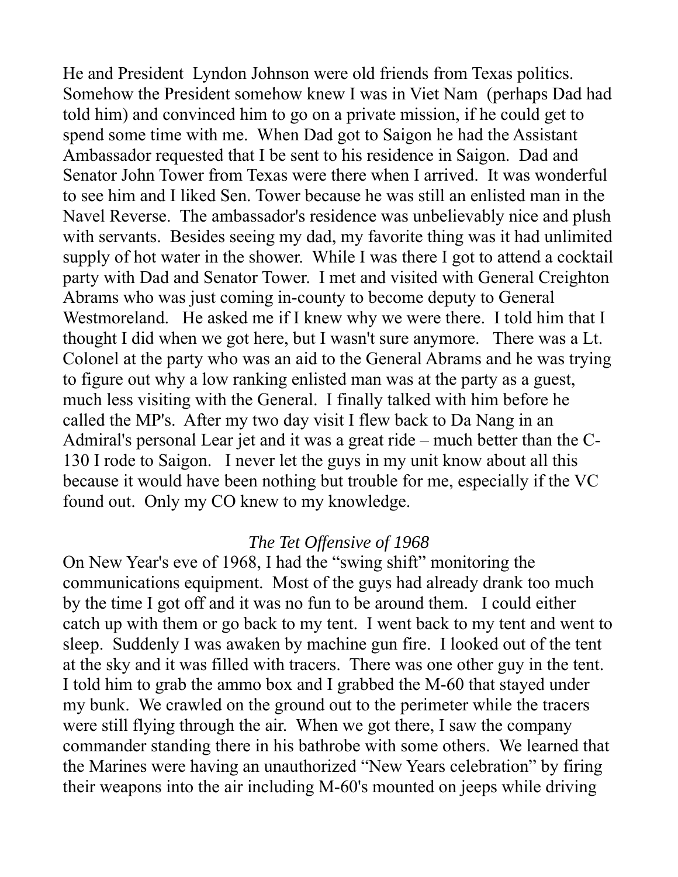He and President  Lyndon Johnson were old friends from Texas politics. Somehow the President somehow knew I was in Viet Nam  (perhaps Dad had told him) and convinced him to go on a private mission, if he could get to spend some time with me.  When Dad got to Saigon he had the Assistant Ambassador requested that I be sent to his residence in Saigon.  Dad and Senator John Tower from Texas were there when I arrived.  It was wonderful to see him and I liked Sen. Tower because he was still an enlisted man in the Navel Reverse.  The ambassador's residence was unbelievably nice and plush with servants.  Besides seeing my dad, my favorite thing was it had unlimited supply of hot water in the shower.  While I was there I got to attend a cocktail party with Dad and Senator Tower.  I met and visited with General Creighton Abrams who was just coming in-county to become deputy to General Westmoreland.   He asked me if I knew why we were there.  I told him that I thought I did when we got here, but I wasn't sure anymore.   There was a Lt. Colonel at the party who was an aid to the General Abrams and he was trying to figure out why a low ranking enlisted man was at the party as a guest, much less visiting with the General.  I finally talked with him before he called the MP's.  After my two day visit I flew back to Da Nang in an Admiral's personal Lear jet and it was a great ride – much better than the C-130 I rode to Saigon.   I never let the guys in my unit know about all this because it would have been nothing but trouble for me, especially if the VC found out.  Only my CO knew to my knowledge.

*The Tet Offensive of 1968*

On New Year's eve of 1968, I had the "swing shift" monitoring the communications equipment.  Most of the guys had already drank too much by the time I got off and it was no fun to be around them.   I could either catch up with them or go back to my tent.  I went back to my tent and went to sleep.  Suddenly I was awaken by machine gun fire.  I looked out of the tent at the sky and it was filled with tracers.  There was one other guy in the tent.  I told him to grab the ammo box and I grabbed the M-60 that stayed under my bunk.  We crawled on the ground out to the perimeter while the tracers were still flying through the air.  When we got there, I saw the company commander standing there in his bathrobe with some others.  We learned that the Marines were having an unauthorized "New Years celebration" by firing their weapons into the air including M-60's mounted on jeeps while driving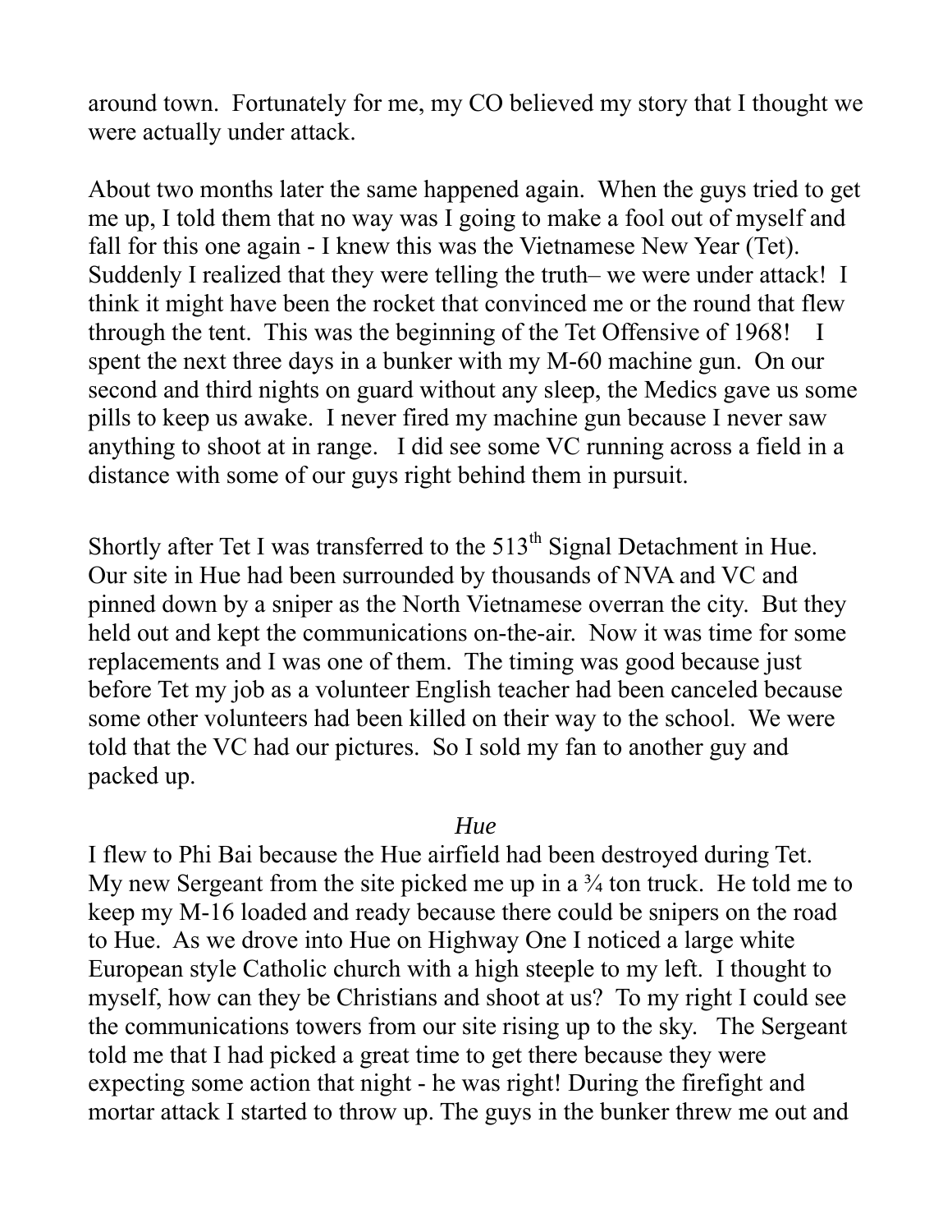around town. Fortunately for me, my CO believed my story that I thought we were actually under attack.

About two months later the same happened again. When the guys tried to get me up, I told them that no way was I going to make a fool out of myself and fall for this one again - I knew this was the Vietnamese New Year (Tet). Suddenly I realized that they were telling the truth– we were under attack! I think it might have been the rocket that convinced me or the round that flew through the tent. This was the beginning of the Tet Offensive of 1968! I spent the next three days in a bunker with my M-60 machine gun. On our second and third nights on guard without any sleep, the Medics gave us some pills to keep us awake. I never fired my machine gun because I never saw anything to shoot at in range. I did see some VC running across a field in a distance with some of our guys right behind them in pursuit.

Shortly after Tet I was transferred to the 513th Signal Detachment in Hue. Our site in Hue had been surrounded by thousands of NVA and VC and pinned down by a sniper as the North Vietnamese overran the city. But they held out and kept the communications on-the-air. Now it was time for some replacements and I was one of them. The timing was good because just before Tet my job as a volunteer English teacher had been canceled because some other volunteers had been killed on their way to the school. We were told that the VC had our pictures. So I sold my fan to another guy and packed up.

*Hue*

I flew to Phi Bai because the Hue airfield had been destroyed during Tet. My new Sergeant from the site picked me up in a ¾ ton truck. He told me to keep my M-16 loaded and ready because there could be snipers on the road to Hue. As we drove into Hue on Highway One I noticed a large white European style Catholic church with a high steeple to my left. I thought to myself, how can they be Christians and shoot at us? To my right I could see the communications towers from our site rising up to the sky. The Sergeant told me that I had picked a great time to get there because they were expecting some action that night - he was right! During the firefight and mortar attack I started to throw up. The guys in the bunker threw me out and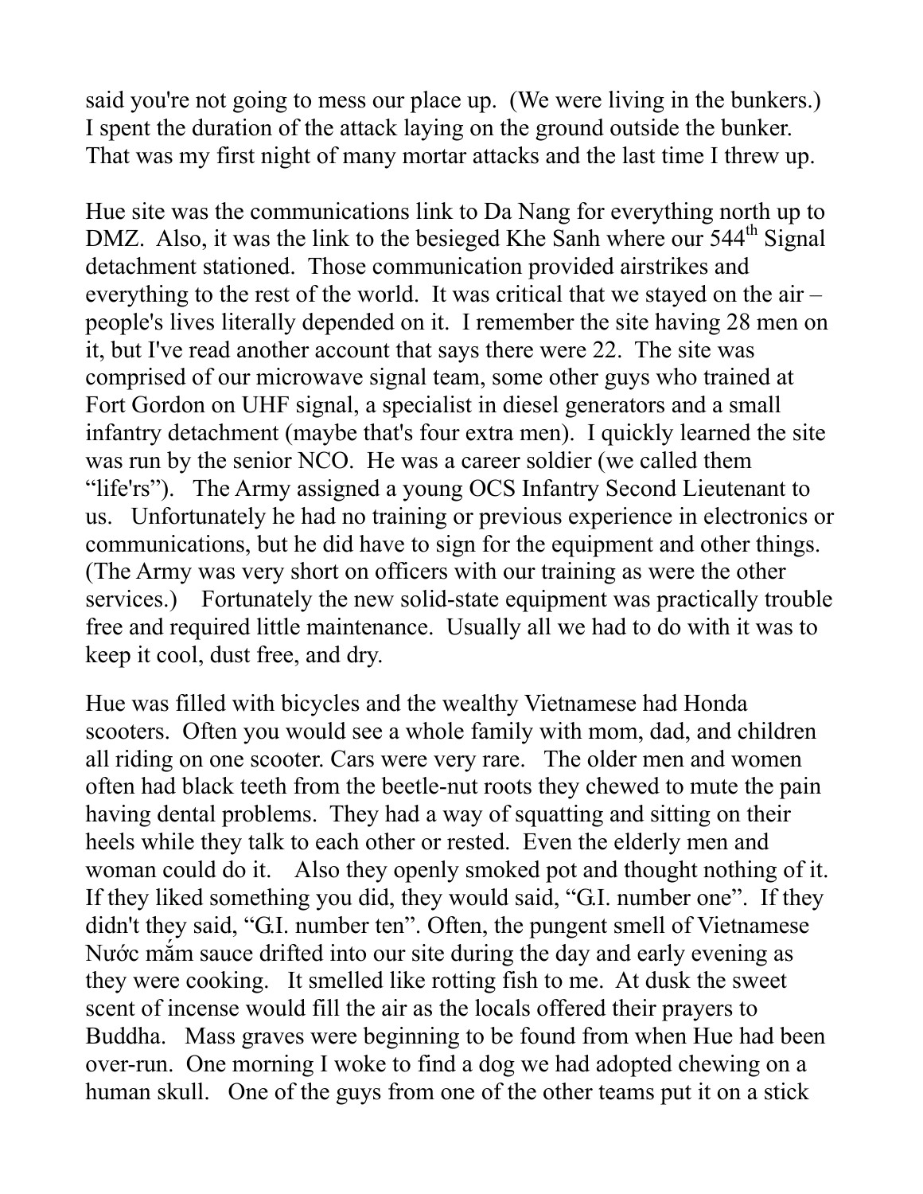said you're not going to mess our place up. (We were living in the bunkers.) I spent the duration of the attack laying on the ground outside the bunker. That was my first night of many mortar attacks and the last time I threw up.

Hue site was the communications link to Da Nang for everything north up to DMZ. Also, it was the link to the besieged Khe Sanh where our 544th Signal detachment stationed. Those communication provided airstrikes and everything to the rest of the world. It was critical that we stayed on the air – people's lives literally depended on it. I remember the site having 28 men on it, but I've read another account that says there were 22. The site was comprised of our microwave signal team, some other guys who trained at Fort Gordon on UHF signal, a specialist in diesel generators and a small infantry detachment (maybe that's four extra men). I quickly learned the site was run by the senior NCO. He was a career soldier (we called them "life'rs"). The Army assigned a young OCS Infantry Second Lieutenant to us. Unfortunately he had no training or previous experience in electronics or communications, but he did have to sign for the equipment and other things. (The Army was very short on officers with our training as were the other services.) Fortunately the new solid-state equipment was practically trouble free and required little maintenance. Usually all we had to do with it was to keep it cool, dust free, and dry.

Hue was filled with bicycles and the wealthy Vietnamese had Honda scooters. Often you would see a whole family with mom, dad, and children all riding on one scooter. Cars were very rare. The older men and women often had black teeth from the beetle-nut roots they chewed to mute the pain having dental problems. They had a way of squatting and sitting on their heels while they talk to each other or rested. Even the elderly men and woman could do it. Also they openly smoked pot and thought nothing of it. If they liked something you did, they would said, "G.I. number one". If they didn't they said, "G.I. number ten". Often, the pungent smell of Vietnamese Nước mắm sauce drifted into our site during the day and early evening as they were cooking. It smelled like rotting fish to me. At dusk the sweet scent of incense would fill the air as the locals offered their prayers to Buddha. Mass graves were beginning to be found from when Hue had been over-run. One morning I woke to find a dog we had adopted chewing on a human skull. One of the guys from one of the other teams put it on a stick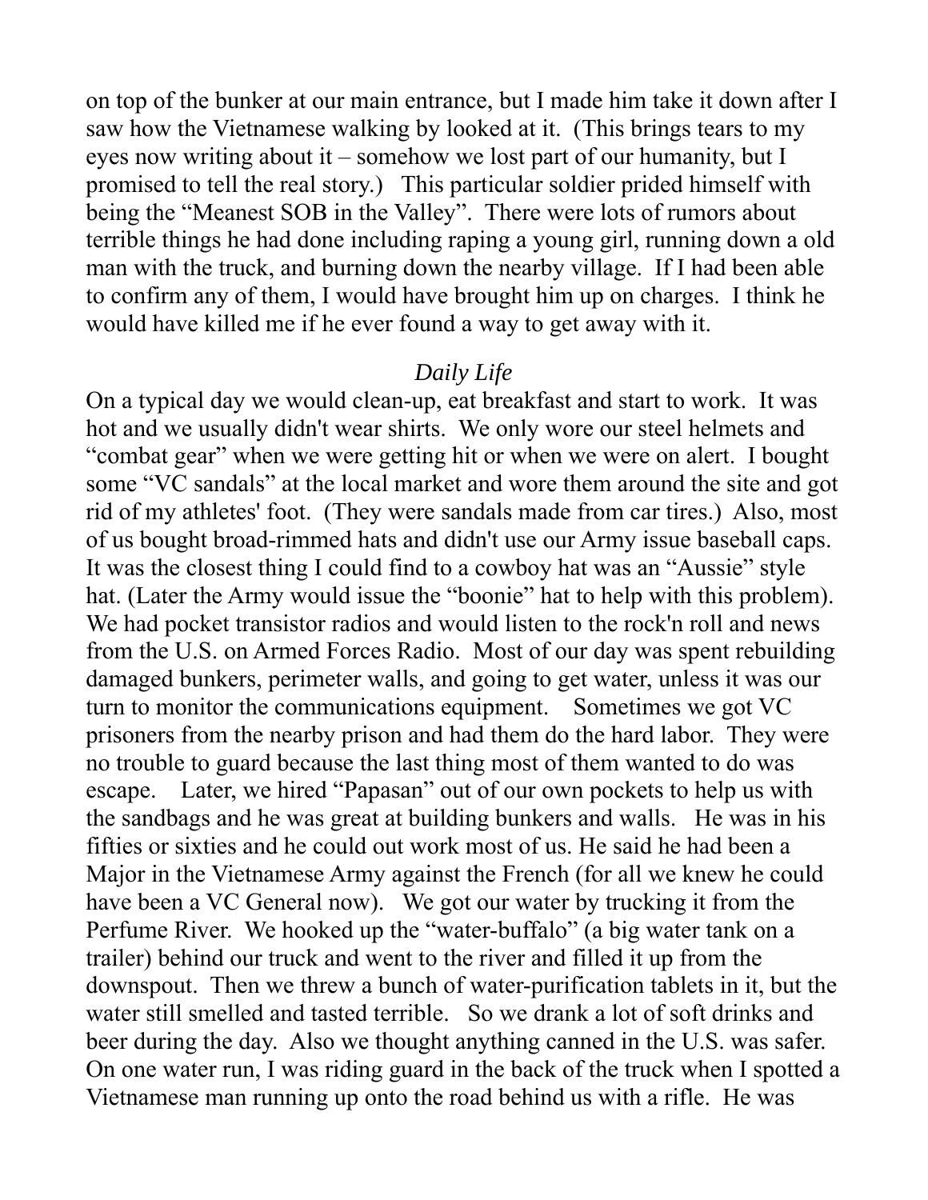on top of the bunker at our main entrance, but I made him take it down after I saw how the Vietnamese walking by looked at it. (This brings tears to my eyes now writing about it – somehow we lost part of our humanity, but I promised to tell the real story.) This particular soldier prided himself with being the "Meanest SOB in the Valley". There were lots of rumors about terrible things he had done including raping a young girl, running down a old man with the truck, and burning down the nearby village. If I had been able to confirm any of them, I would have brought him up on charges. I think he would have killed me if he ever found a way to get away with it.

*Daily Life*

On a typical day we would clean-up, eat breakfast and start to work. It was hot and we usually didn't wear shirts. We only wore our steel helmets and "combat gear" when we were getting hit or when we were on alert. I bought some "VC sandals" at the local market and wore them around the site and got rid of my athletes' foot. (They were sandals made from car tires.) Also, most of us bought broad-rimmed hats and didn't use our Army issue baseball caps. It was the closest thing I could find to a cowboy hat was an "Aussie" style hat. (Later the Army would issue the "boonie" hat to help with this problem). We had pocket transistor radios and would listen to the rock'n roll and news from the U.S. on Armed Forces Radio. Most of our day was spent rebuilding damaged bunkers, perimeter walls, and going to get water, unless it was our turn to monitor the communications equipment. Sometimes we got VC prisoners from the nearby prison and had them do the hard labor. They were no trouble to guard because the last thing most of them wanted to do was escape. Later, we hired "Papasan" out of our own pockets to help us with the sandbags and he was great at building bunkers and walls. He was in his fifties or sixties and he could out work most of us. He said he had been a Major in the Vietnamese Army against the French (for all we knew he could have been a VC General now). We got our water by trucking it from the Perfume River. We hooked up the "water-buffalo" (a big water tank on a trailer) behind our truck and went to the river and filled it up from the downspout. Then we threw a bunch of water-purification tablets in it, but the water still smelled and tasted terrible. So we drank a lot of soft drinks and beer during the day. Also we thought anything canned in the U.S. was safer. On one water run, I was riding guard in the back of the truck when I spotted a Vietnamese man running up onto the road behind us with a rifle. He was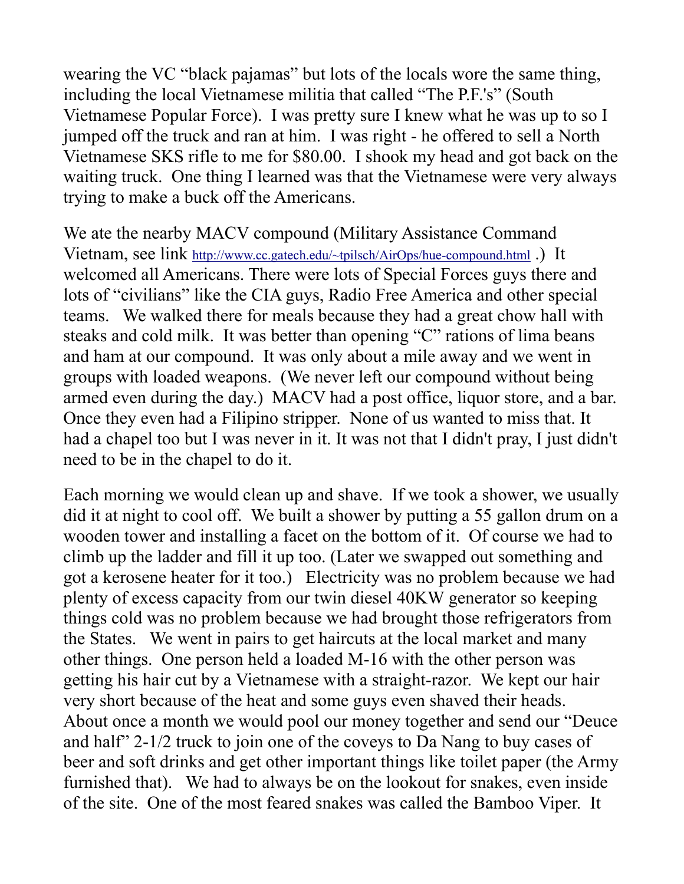wearing the VC "black pajamas" but lots of the locals wore the same thing, including the local Vietnamese militia that called "The P.F.'s" (South Vietnamese Popular Force). I was pretty sure I knew what he was up to so I jumped off the truck and ran at him. I was right - he offered to sell a North Vietnamese SKS rifle to me for $80.00. I shook my head and got back on the waiting truck. One thing I learned was that the Vietnamese were very always trying to make a buck off the Americans.

We ate the nearby MACV compound (Military Assistance Command Vietnam, see link http://www.cc.gatech.edu/~tpilsch/AirOps/hue-compound.html .) It welcomed all Americans. There were lots of Special Forces guys there and lots of "civilians" like the CIA guys, Radio Free America and other special teams. We walked there for meals because they had a great chow hall with steaks and cold milk. It was better than opening "C" rations of lima beans and ham at our compound. It was only about a mile away and we went in groups with loaded weapons. (We never left our compound without being armed even during the day.) MACV had a post office, liquor store, and a bar. Once they even had a Filipino stripper. None of us wanted to miss that. It had a chapel too but I was never in it. It was not that I didn't pray, I just didn't need to be in the chapel to do it.

Each morning we would clean up and shave. If we took a shower, we usually did it at night to cool off. We built a shower by putting a 55 gallon drum on a wooden tower and installing a facet on the bottom of it. Of course we had to climb up the ladder and fill it up too. (Later we swapped out something and got a kerosene heater for it too.) Electricity was no problem because we had plenty of excess capacity from our twin diesel 40KW generator so keeping things cold was no problem because we had brought those refrigerators from the States. We went in pairs to get haircuts at the local market and many other things. One person held a loaded M-16 with the other person was getting his hair cut by a Vietnamese with a straight-razor. We kept our hair very short because of the heat and some guys even shaved their heads. About once a month we would pool our money together and send our "Deuce and half" 2-1/2 truck to join one of the coveys to Da Nang to buy cases of beer and soft drinks and get other important things like toilet paper (the Army furnished that). We had to always be on the lookout for snakes, even inside of the site. One of the most feared snakes was called the Bamboo Viper. It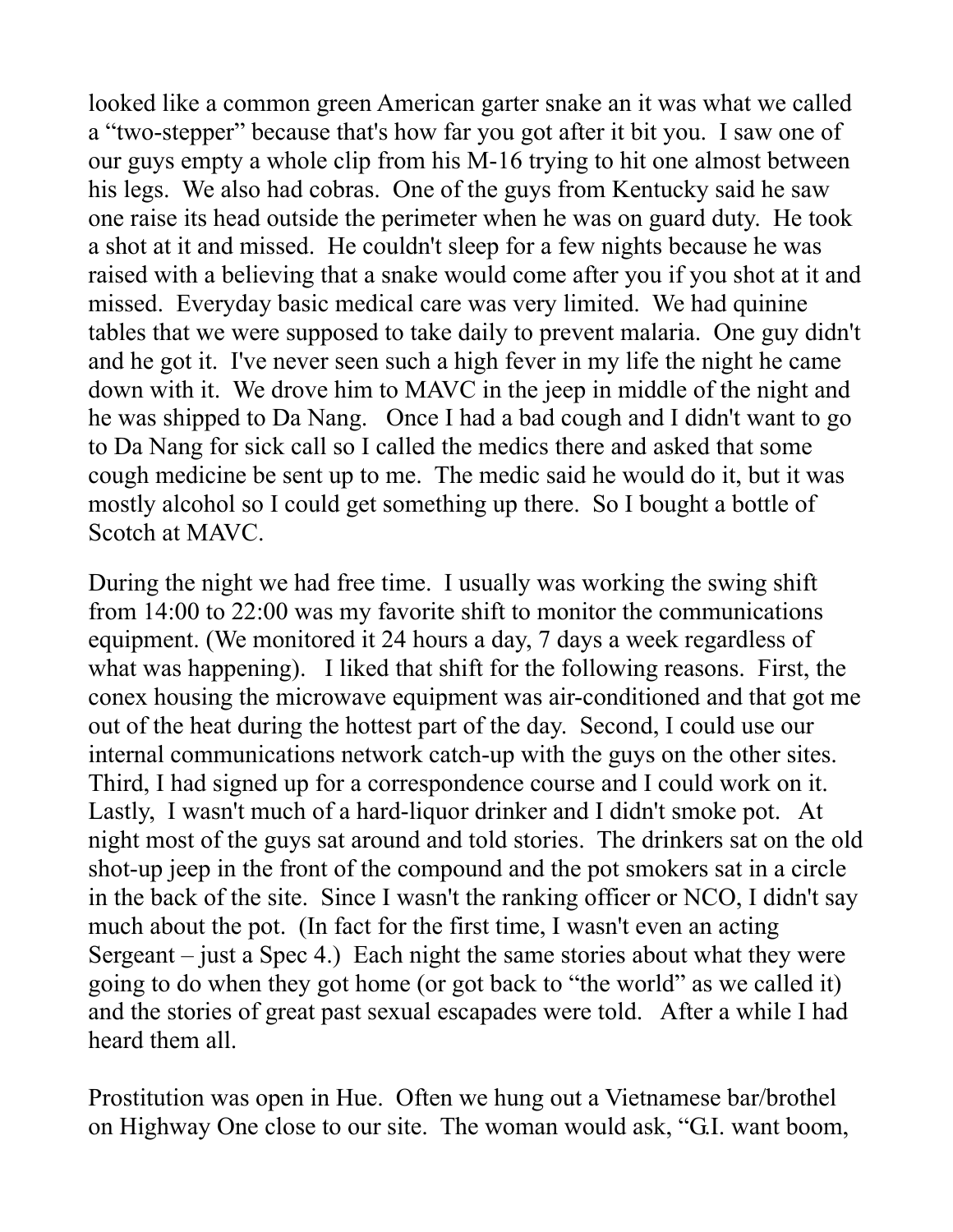looked like a common green American garter snake an it was what we called a "two-stepper" because that's how far you got after it bit you. I saw one of our guys empty a whole clip from his M-16 trying to hit one almost between his legs. We also had cobras. One of the guys from Kentucky said he saw one raise its head outside the perimeter when he was on guard duty. He took a shot at it and missed. He couldn't sleep for a few nights because he was raised with a believing that a snake would come after you if you shot at it and missed. Everyday basic medical care was very limited. We had quinine tables that we were supposed to take daily to prevent malaria. One guy didn't and he got it. I've never seen such a high fever in my life the night he came down with it. We drove him to MAVC in the jeep in middle of the night and he was shipped to Da Nang. Once I had a bad cough and I didn't want to go to Da Nang for sick call so I called the medics there and asked that some cough medicine be sent up to me. The medic said he would do it, but it was mostly alcohol so I could get something up there. So I bought a bottle of Scotch at MAVC.

During the night we had free time. I usually was working the swing shift from 14:00 to 22:00 was my favorite shift to monitor the communications equipment. (We monitored it 24 hours a day, 7 days a week regardless of what was happening). I liked that shift for the following reasons. First, the conex housing the microwave equipment was air-conditioned and that got me out of the heat during the hottest part of the day. Second, I could use our internal communications network catch-up with the guys on the other sites. Third, I had signed up for a correspondence course and I could work on it. Lastly, I wasn't much of a hard-liquor drinker and I didn't smoke pot. At night most of the guys sat around and told stories. The drinkers sat on the old shot-up jeep in the front of the compound and the pot smokers sat in a circle in the back of the site. Since I wasn't the ranking officer or NCO, I didn't say much about the pot. (In fact for the first time, I wasn't even an acting Sergeant – just a Spec 4.) Each night the same stories about what they were going to do when they got home (or got back to "the world" as we called it) and the stories of great past sexual escapades were told. After a while I had heard them all.

Prostitution was open in Hue. Often we hung out a Vietnamese bar/brothel on Highway One close to our site. The woman would ask, "G.I. want boom,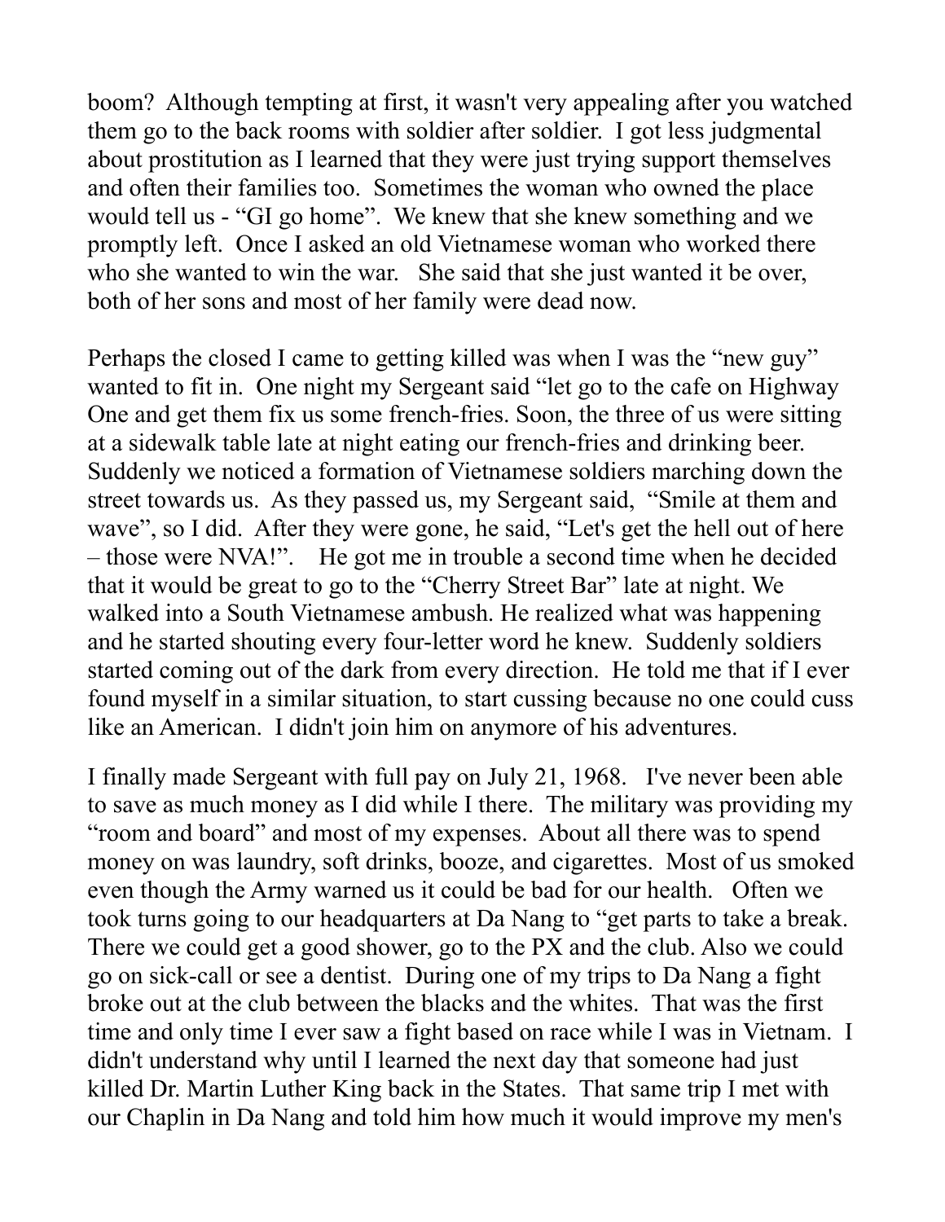boom? Although tempting at first, it wasn't very appealing after you watched them go to the back rooms with soldier after soldier. I got less judgmental about prostitution as I learned that they were just trying support themselves and often their families too. Sometimes the woman who owned the place would tell us - "GI go home". We knew that she knew something and we promptly left. Once I asked an old Vietnamese woman who worked there who she wanted to win the war. She said that she just wanted it be over, both of her sons and most of her family were dead now.

Perhaps the closed I came to getting killed was when I was the "new guy" wanted to fit in. One night my Sergeant said "let go to the cafe on Highway One and get them fix us some french-fries. Soon, the three of us were sitting at a sidewalk table late at night eating our french-fries and drinking beer. Suddenly we noticed a formation of Vietnamese soldiers marching down the street towards us. As they passed us, my Sergeant said, "Smile at them and wave", so I did. After they were gone, he said, "Let's get the hell out of here – those were NVA!". He got me in trouble a second time when he decided that it would be great to go to the "Cherry Street Bar" late at night. We walked into a South Vietnamese ambush. He realized what was happening and he started shouting every four-letter word he knew. Suddenly soldiers started coming out of the dark from every direction. He told me that if I ever found myself in a similar situation, to start cussing because no one could cuss like an American. I didn't join him on anymore of his adventures.

I finally made Sergeant with full pay on July 21, 1968. I've never been able to save as much money as I did while I there. The military was providing my "room and board" and most of my expenses. About all there was to spend money on was laundry, soft drinks, booze, and cigarettes. Most of us smoked even though the Army warned us it could be bad for our health. Often we took turns going to our headquarters at Da Nang to "get parts to take a break. There we could get a good shower, go to the PX and the club. Also we could go on sick-call or see a dentist. During one of my trips to Da Nang a fight broke out at the club between the blacks and the whites. That was the first time and only time I ever saw a fight based on race while I was in Vietnam. I didn't understand why until I learned the next day that someone had just killed Dr. Martin Luther King back in the States. That same trip I met with our Chaplin in Da Nang and told him how much it would improve my men's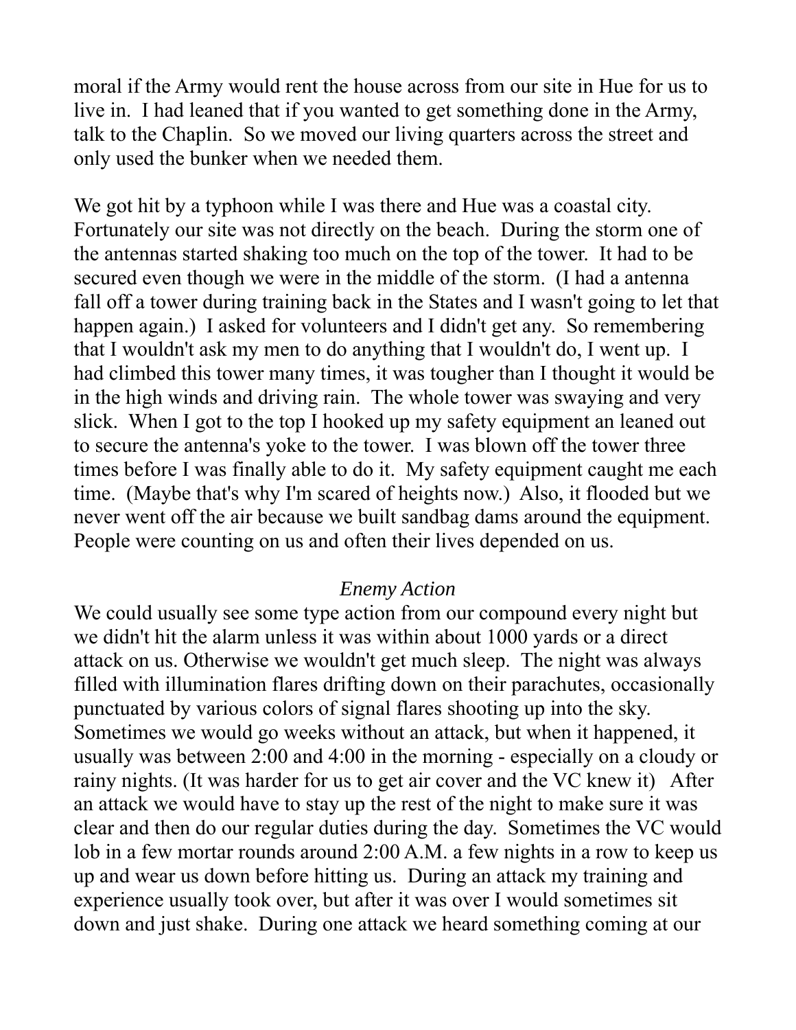moral if the Army would rent the house across from our site in Hue for us to live in. I had leaned that if you wanted to get something done in the Army, talk to the Chaplin. So we moved our living quarters across the street and only used the bunker when we needed them.

We got hit by a typhoon while I was there and Hue was a coastal city. Fortunately our site was not directly on the beach. During the storm one of the antennas started shaking too much on the top of the tower. It had to be secured even though we were in the middle of the storm. (I had a antenna fall off a tower during training back in the States and I wasn't going to let that happen again.) I asked for volunteers and I didn't get any. So remembering that I wouldn't ask my men to do anything that I wouldn't do, I went up. I had climbed this tower many times, it was tougher than I thought it would be in the high winds and driving rain. The whole tower was swaying and very slick. When I got to the top I hooked up my safety equipment an leaned out to secure the antenna's yoke to the tower. I was blown off the tower three times before I was finally able to do it. My safety equipment caught me each time. (Maybe that's why I'm scared of heights now.) Also, it flooded but we never went off the air because we built sandbag dams around the equipment. People were counting on us and often their lives depended on us.

### *Enemy Action*

We could usually see some type action from our compound every night but we didn't hit the alarm unless it was within about 1000 yards or a direct attack on us. Otherwise we wouldn't get much sleep. The night was always filled with illumination flares drifting down on their parachutes, occasionally punctuated by various colors of signal flares shooting up into the sky. Sometimes we would go weeks without an attack, but when it happened, it usually was between 2:00 and 4:00 in the morning - especially on a cloudy or rainy nights. (It was harder for us to get air cover and the VC knew it) After an attack we would have to stay up the rest of the night to make sure it was clear and then do our regular duties during the day. Sometimes the VC would lob in a few mortar rounds around 2:00 A.M. a few nights in a row to keep us up and wear us down before hitting us. During an attack my training and experience usually took over, but after it was over I would sometimes sit down and just shake. During one attack we heard something coming at our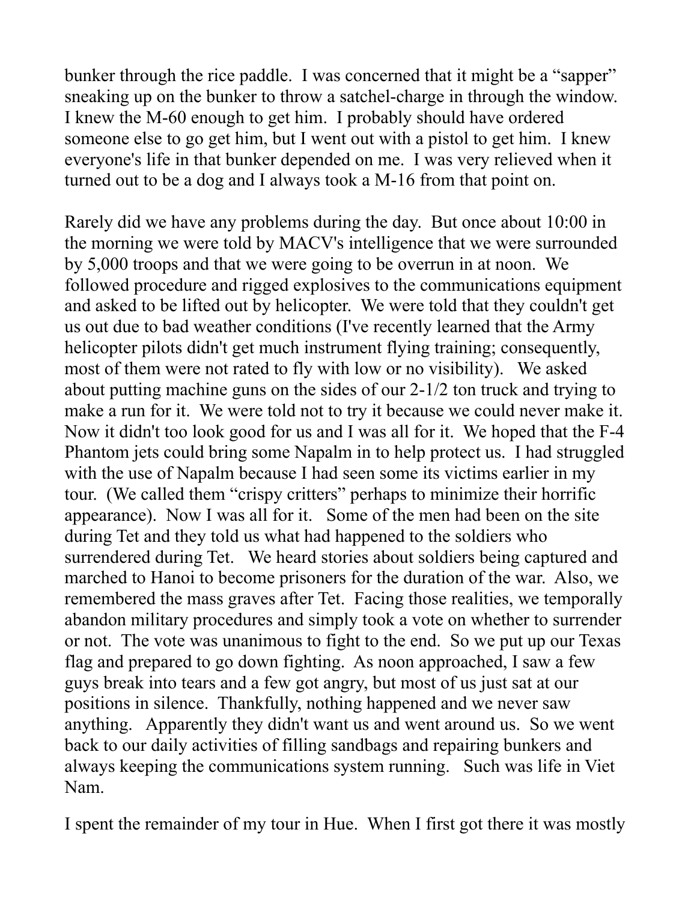bunker through the rice paddle. I was concerned that it might be a "sapper" sneaking up on the bunker to throw a satchel-charge in through the window. I knew the M-60 enough to get him. I probably should have ordered someone else to go get him, but I went out with a pistol to get him. I knew everyone's life in that bunker depended on me. I was very relieved when it turned out to be a dog and I always took a M-16 from that point on.

Rarely did we have any problems during the day. But once about 10:00 in the morning we were told by MACV's intelligence that we were surrounded by 5,000 troops and that we were going to be overrun in at noon. We followed procedure and rigged explosives to the communications equipment and asked to be lifted out by helicopter. We were told that they couldn't get us out due to bad weather conditions (I've recently learned that the Army helicopter pilots didn't get much instrument flying training; consequently, most of them were not rated to fly with low or no visibility). We asked about putting machine guns on the sides of our 2-1/2 ton truck and trying to make a run for it. We were told not to try it because we could never make it. Now it didn't too look good for us and I was all for it. We hoped that the F-4 Phantom jets could bring some Napalm in to help protect us. I had struggled with the use of Napalm because I had seen some its victims earlier in my tour. (We called them "crispy critters" perhaps to minimize their horrific appearance). Now I was all for it. Some of the men had been on the site during Tet and they told us what had happened to the soldiers who surrendered during Tet. We heard stories about soldiers being captured and marched to Hanoi to become prisoners for the duration of the war. Also, we remembered the mass graves after Tet. Facing those realities, we temporally abandon military procedures and simply took a vote on whether to surrender or not. The vote was unanimous to fight to the end. So we put up our Texas flag and prepared to go down fighting. As noon approached, I saw a few guys break into tears and a few got angry, but most of us just sat at our positions in silence. Thankfully, nothing happened and we never saw anything. Apparently they didn't want us and went around us. So we went back to our daily activities of filling sandbags and repairing bunkers and always keeping the communications system running. Such was life in Viet Nam.

I spent the remainder of my tour in Hue. When I first got there it was mostly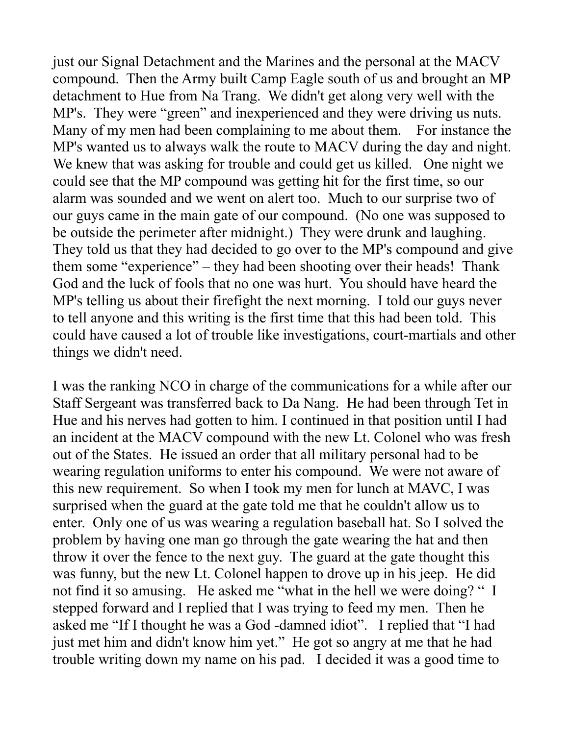just our Signal Detachment and the Marines and the personal at the MACV compound. Then the Army built Camp Eagle south of us and brought an MP detachment to Hue from Na Trang. We didn't get along very well with the MP's. They were "green" and inexperienced and they were driving us nuts. Many of my men had been complaining to me about them. For instance the MP's wanted us to always walk the route to MACV during the day and night. We knew that was asking for trouble and could get us killed. One night we could see that the MP compound was getting hit for the first time, so our alarm was sounded and we went on alert too. Much to our surprise two of our guys came in the main gate of our compound. (No one was supposed to be outside the perimeter after midnight.) They were drunk and laughing. They told us that they had decided to go over to the MP's compound and give them some "experience" – they had been shooting over their heads! Thank God and the luck of fools that no one was hurt. You should have heard the MP's telling us about their firefight the next morning. I told our guys never to tell anyone and this writing is the first time that this had been told. This could have caused a lot of trouble like investigations, court-martials and other things we didn't need.

I was the ranking NCO in charge of the communications for a while after our Staff Sergeant was transferred back to Da Nang. He had been through Tet in Hue and his nerves had gotten to him. I continued in that position until I had an incident at the MACV compound with the new Lt. Colonel who was fresh out of the States. He issued an order that all military personal had to be wearing regulation uniforms to enter his compound. We were not aware of this new requirement. So when I took my men for lunch at MAVC, I was surprised when the guard at the gate told me that he couldn't allow us to enter. Only one of us was wearing a regulation baseball hat. So I solved the problem by having one man go through the gate wearing the hat and then throw it over the fence to the next guy. The guard at the gate thought this was funny, but the new Lt. Colonel happen to drove up in his jeep. He did not find it so amusing. He asked me "what in the hell we were doing? " I stepped forward and I replied that I was trying to feed my men. Then he asked me "If I thought he was a God -damned idiot". I replied that "I had just met him and didn't know him yet." He got so angry at me that he had trouble writing down my name on his pad. I decided it was a good time to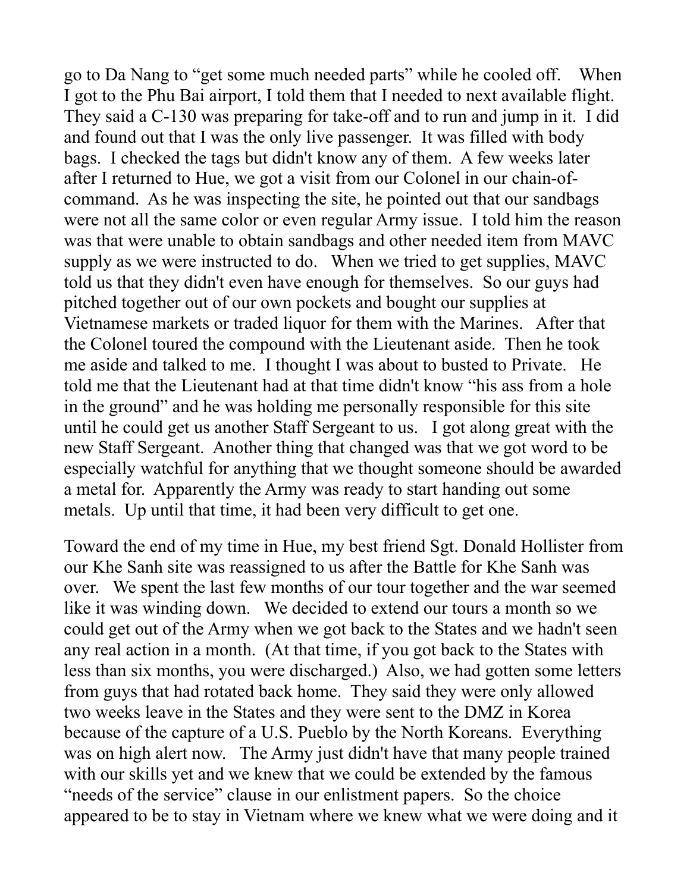go to Da Nang to “get some much needed parts” while he cooled off. When I got to the Phu Bai airport, I told them that I needed to next available flight. They said a C-130 was preparing for take-off and to run and jump in it. I did and found out that I was the only live passenger. It was filled with body bags. I checked the tags but didn't know any of them. A few weeks later after I returned to Hue, we got a visit from our Colonel in our chain-of-command. As he was inspecting the site, he pointed out that our sandbags were not all the same color or even regular Army issue. I told him the reason was that were unable to obtain sandbags and other needed item from MAVC supply as we were instructed to do. When we tried to get supplies, MAVC told us that they didn't even have enough for themselves. So our guys had pitched together out of our own pockets and bought our supplies at Vietnamese markets or traded liquor for them with the Marines. After that the Colonel toured the compound with the Lieutenant aside. Then he took me aside and talked to me. I thought I was about to busted to Private. He told me that the Lieutenant had at that time didn't know “his ass from a hole in the ground” and he was holding me personally responsible for this site until he could get us another Staff Sergeant to us. I got along great with the new Staff Sergeant. Another thing that changed was that we got word to be especially watchful for anything that we thought someone should be awarded a metal for. Apparently the Army was ready to start handing out some metals. Up until that time, it had been very difficult to get one.

Toward the end of my time in Hue, my best friend Sgt. Donald Hollister from our Khe Sanh site was reassigned to us after the Battle for Khe Sanh was over. We spent the last few months of our tour together and the war seemed like it was winding down. We decided to extend our tours a month so we could get out of the Army when we got back to the States and we hadn't seen any real action in a month. (At that time, if you got back to the States with less than six months, you were discharged.) Also, we had gotten some letters from guys that had rotated back home. They said they were only allowed two weeks leave in the States and they were sent to the DMZ in Korea because of the capture of a U.S. Pueblo by the North Koreans. Everything was on high alert now. The Army just didn't have that many people trained with our skills yet and we knew that we could be extended by the famous “needs of the service” clause in our enlistment papers. So the choice appeared to be to stay in Vietnam where we knew what we were doing and it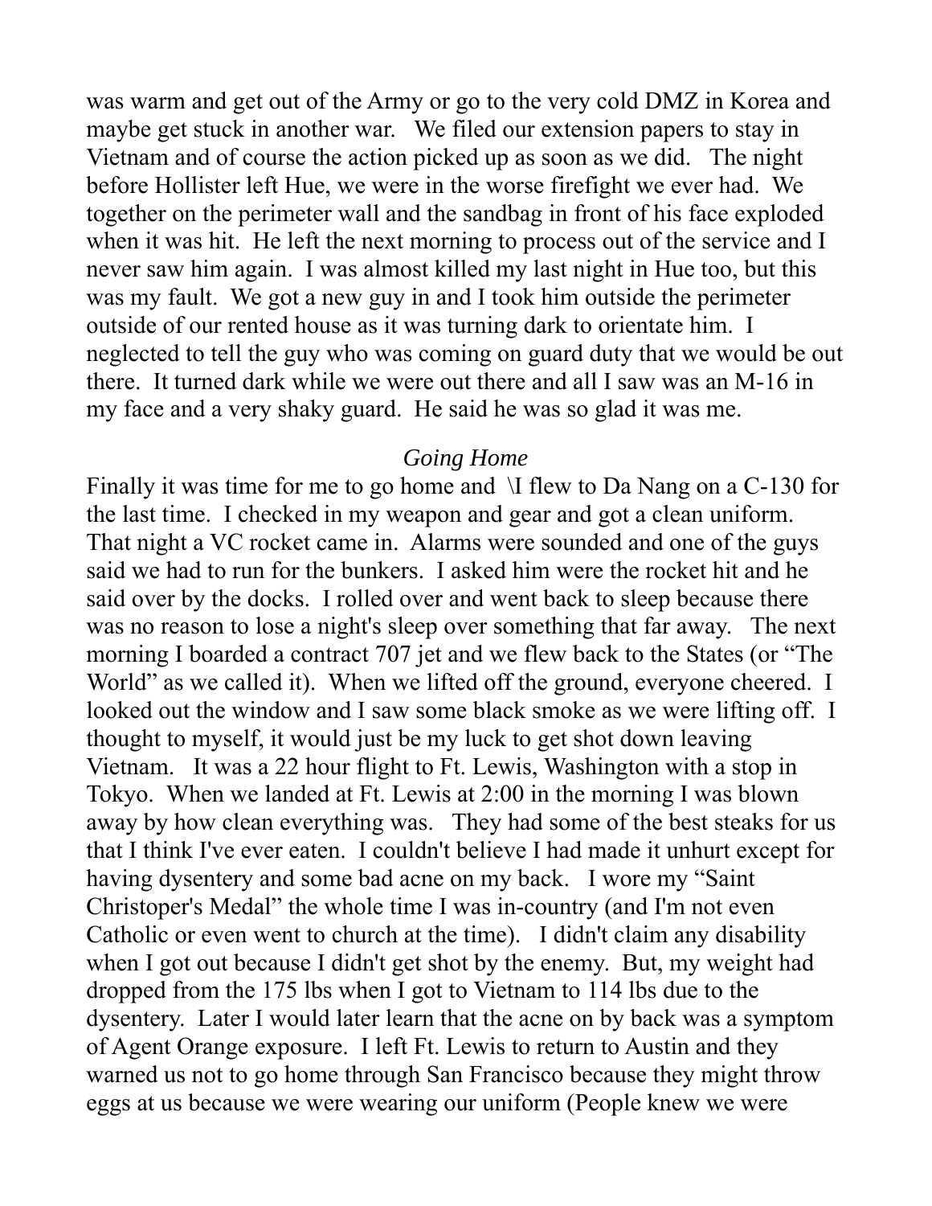was warm and get out of the Army or go to the very cold DMZ in Korea and maybe get stuck in another war. We filed our extension papers to stay in Vietnam and of course the action picked up as soon as we did. The night before Hollister left Hue, we were in the worse firefight we ever had. We together on the perimeter wall and the sandbag in front of his face exploded when it was hit. He left the next morning to process out of the service and I never saw him again. I was almost killed my last night in Hue too, but this was my fault. We got a new guy in and I took him outside the perimeter outside of our rented house as it was turning dark to orientate him. I neglected to tell the guy who was coming on guard duty that we would be out there. It turned dark while we were out there and all I saw was an M-16 in my face and a very shaky guard. He said he was so glad it was me.

*Going Home*

Finally it was time for me to go home and \I flew to Da Nang on a C-130 for the last time. I checked in my weapon and gear and got a clean uniform. That night a VC rocket came in. Alarms were sounded and one of the guys said we had to run for the bunkers. I asked him were the rocket hit and he said over by the docks. I rolled over and went back to sleep because there was no reason to lose a night's sleep over something that far away. The next morning I boarded a contract 707 jet and we flew back to the States (or "The World" as we called it). When we lifted off the ground, everyone cheered. I looked out the window and I saw some black smoke as we were lifting off. I thought to myself, it would just be my luck to get shot down leaving Vietnam. It was a 22 hour flight to Ft. Lewis, Washington with a stop in Tokyo. When we landed at Ft. Lewis at 2:00 in the morning I was blown away by how clean everything was. They had some of the best steaks for us that I think I've ever eaten. I couldn't believe I had made it unhurt except for having dysentery and some bad acne on my back. I wore my "Saint Christoper's Medal" the whole time I was in-country (and I'm not even Catholic or even went to church at the time). I didn't claim any disability when I got out because I didn't get shot by the enemy. But, my weight had dropped from the 175 lbs when I got to Vietnam to 114 lbs due to the dysentery. Later I would later learn that the acne on by back was a symptom of Agent Orange exposure. I left Ft. Lewis to return to Austin and they warned us not to go home through San Francisco because they might throw eggs at us because we were wearing our uniform (People knew we were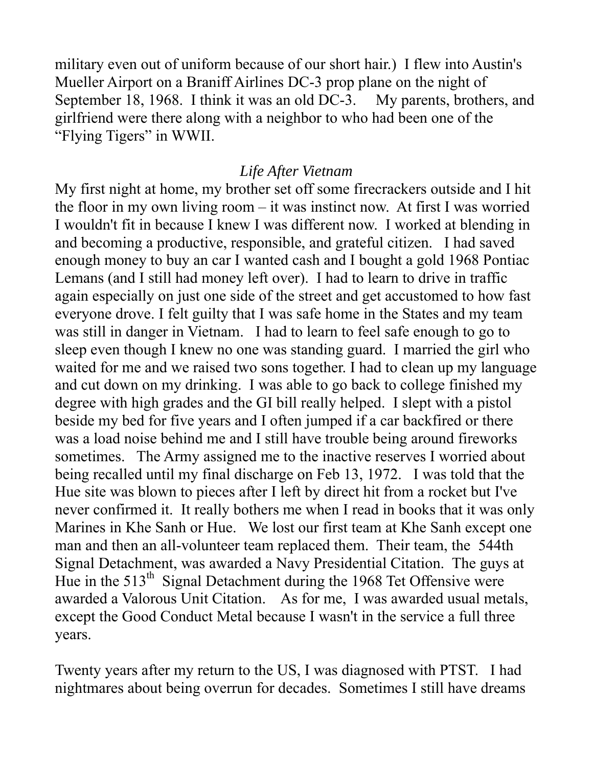military even out of uniform because of our short hair.) I flew into Austin's Mueller Airport on a Braniff Airlines DC-3 prop plane on the night of September 18, 1968. I think it was an old DC-3. My parents, brothers, and girlfriend were there along with a neighbor to who had been one of the "Flying Tigers" in WWII.

*Life After Vietnam*

My first night at home, my brother set off some firecrackers outside and I hit the floor in my own living room – it was instinct now. At first I was worried I wouldn't fit in because I knew I was different now. I worked at blending in and becoming a productive, responsible, and grateful citizen. I had saved enough money to buy an car I wanted cash and I bought a gold 1968 Pontiac Lemans (and I still had money left over). I had to learn to drive in traffic again especially on just one side of the street and get accustomed to how fast everyone drove. I felt guilty that I was safe home in the States and my team was still in danger in Vietnam. I had to learn to feel safe enough to go to sleep even though I knew no one was standing guard. I married the girl who waited for me and we raised two sons together. I had to clean up my language and cut down on my drinking. I was able to go back to college finished my degree with high grades and the GI bill really helped. I slept with a pistol beside my bed for five years and I often jumped if a car backfired or there was a load noise behind me and I still have trouble being around fireworks sometimes. The Army assigned me to the inactive reserves I worried about being recalled until my final discharge on Feb 13, 1972. I was told that the Hue site was blown to pieces after I left by direct hit from a rocket but I've never confirmed it. It really bothers me when I read in books that it was only Marines in Khe Sanh or Hue. We lost our first team at Khe Sanh except one man and then an all-volunteer team replaced them. Their team, the 544th Signal Detachment, was awarded a Navy Presidential Citation. The guys at Hue in the 513th Signal Detachment during the 1968 Tet Offensive were awarded a Valorous Unit Citation. As for me, I was awarded usual metals, except the Good Conduct Metal because I wasn't in the service a full three years.

Twenty years after my return to the US, I was diagnosed with PTST. I had nightmares about being overrun for decades. Sometimes I still have dreams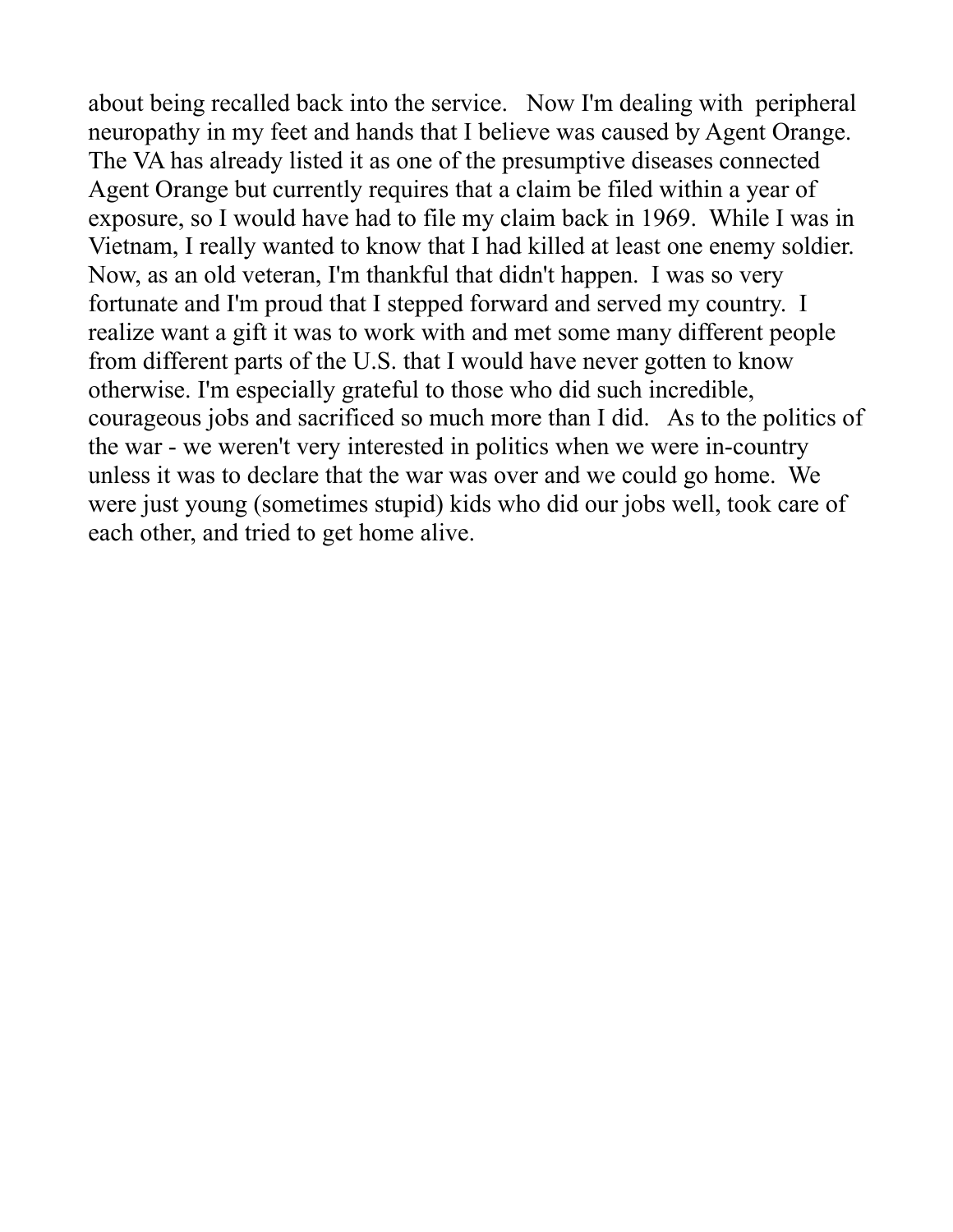about being recalled back into the service. Now I'm dealing with peripheral neuropathy in my feet and hands that I believe was caused by Agent Orange. The VA has already listed it as one of the presumptive diseases connected Agent Orange but currently requires that a claim be filed within a year of exposure, so I would have had to file my claim back in 1969. While I was in Vietnam, I really wanted to know that I had killed at least one enemy soldier. Now, as an old veteran, I'm thankful that didn't happen. I was so very fortunate and I'm proud that I stepped forward and served my country. I realize want a gift it was to work with and met some many different people from different parts of the U.S. that I would have never gotten to know otherwise. I'm especially grateful to those who did such incredible, courageous jobs and sacrificed so much more than I did. As to the politics of the war - we weren't very interested in politics when we were in-country unless it was to declare that the war was over and we could go home. We were just young (sometimes stupid) kids who did our jobs well, took care of each other, and tried to get home alive.